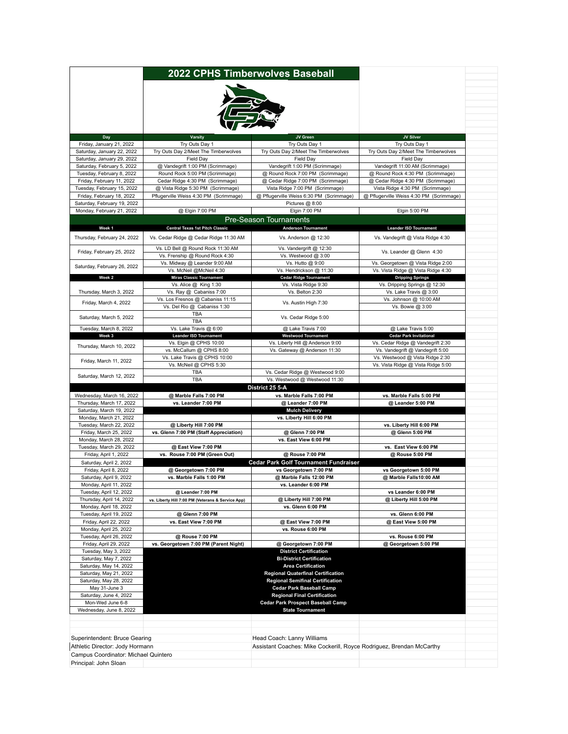# 2022 CPHS Timberwolves Baseball

| Day | Varsity | JV Green | JV Silver |
|---|---|---|---|
| Friday, January 21, 2022 | Try Outs Day 1 | Try Outs Day 1 | Try Outs Day 1 |
| Saturday, January 22, 2022 | Try Outs Day 2/Meet The Timberwolves | Try Outs Day 2/Meet The Timberwolves | Try Outs Day 2/Meet The Timberwolves |
| Saturday, January 29, 2022 | Field Day | Field Day | Field Day |
| Saturday, February 5, 2022 | @ Vandegrift 1:00 PM (Scrimmage) | Vandegrift 1:00 PM (Scrimmage) | Vandegrift 11:00 AM (Scrimmage) |
| Tuesday, February 8, 2022 | Round Rock 5:00 PM (Scrimmage) | @ Round Rock 7:00 PM (Scrimmage) | @ Round Rock 4:30 PM (Scrimmage) |
| Friday, February 11, 2022 | Cedar Ridge 4:30 PM (Scrimmage) | @ Cedar Ridge 7:00 PM (Scrimmage) | @ Cedar Ridge 4:30 PM (Scrimmage) |
| Tuesday, February 15, 2022 | @ Vista Ridge 5:30 PM (Scrimmage) | Vista Ridge 7:00 PM (Scrimmage) | Vista Ridge 4:30 PM (Scrimmage) |
| Friday, February 18, 2022 | Pflugerville Weiss 4:30 PM (Scrimmage) | @ Pflugerville Weiss 6:30 PM (Scrimmage) | @ Pflugerville Weiss 4:30 PM (Scrimmage) |
| Saturday, February 19, 2022 | | Pictures @ 8:00 | |
| Monday, February 21, 2022 | @ Elgin 7:00 PM | Elgin 7:00 PM | Elgin 5:00 PM |
| **Pre-Season Tournaments** | | | |
| **Week 1** | **Central Texas 1st Pitch Classic** | **Anderson Tournament** | **Leander ISD Tournament** |
| Thursday, February 24, 2022 | Vs. Cedar Ridge @ Cedar Ridge 11:30 AM | Vs. Anderson @ 12:30 | Vs. Vandegrift @ Vista Ridge 4:30 |
| Friday, February 25, 2022 | Vs. LD Bell @ Round Rock 11:30 AM | Vs. Vandergrift @ 12:30 | Vs. Leander @ Glenn 4:30 |
| | Vs. Frenship @ Round Rock 4:30 | Vs. Westwood @ 3:00 | |
| Saturday, February 26, 2022 | Vs. Midway @ Leander 9:00 AM | Vs. Hutto @ 9:00 | Vs. Georgetown @ Vista Ridge 2:00 |
| | Vs. McNeil @McNeil 4:30 | Vs. Hendrickson @ 11:30 | Vs. Vista Ridge @ Vista Ridge 4:30 |
| **Week 2** | **Miras Classic Tournament** | **Cedar Ridge Tournament** | **Dripping Springs** |
| Thursday, March 3, 2022 | Vs. Alice @ King 1:30 | Vs. Vista Ridge 9:30 | Vs. Dripping Springs @ 12:30 |
| | Vs. Ray @ Cabaniss 7:00 | Vs. Belton 2:30 | Vs. Lake Travis @ 3:00 |
| Friday, March 4, 2022 | Vs. Los Fresnos @ Cabaniss 11:15 | Vs. Austin High 7:30 | Vs. Johnson @ 10:00 AM |
| | Vs. Del Rio @ Cabaniss 1:30 | | Vs. Bowie @ 3:00 |
| Saturday, March 5, 2022 | TBA | Vs. Cedar Ridge 5:00 | |
| | TBA | | |
| Tuesday, March 8, 2022 | Vs. Lake Travis @ 6:00 | @ Lake Travis 7:00 | @ Lake Travis 5:00 |
| **Week 3** | **Leander ISD Tournament** | **Westwood Tournament** | **Cedar Park Invitational** |
| Thursday, March 10, 2022 | Vs. Elgin @ CPHS 10:00 | Vs. Liberty Hill @ Anderson 9:00 | Vs. Cedar Ridge @ Vandegrift 2:30 |
| | vs. McCallum @ CPHS 8:00 | Vs. Gateway @ Anderson 11:30 | Vs. Vandegrift @ Vandegrift 5:00 |
| Friday, March 11, 2022 | Vs. Lake Travis @ CPHS 10:00 | | Vs. Westwood @ Vista Ridge 2:30 |
| | Vs. McNeil @ CPHS 5:30 | | Vs. Vista Ridge @ Vista Ridge 5:00 |
| Saturday, March 12, 2022 | TBA | Vs. Cedar Ridge @ Westwood 9:00 | |
| | TBA | Vs. Westwood @ Westwood 11:30 | |
| **District 25 5-A** | | | |
| Wednesday, March 16, 2022 | **@ Marble Falls 7:00 PM** | **vs. Marble Falls 7:00 PM** | **vs. Marble Falls 5:00 PM** |
| Thursday, March 17, 2022 | **vs. Leander 7:00 PM** | **@ Leander 7:00 PM** | **@ Leander 5:00 PM** |
| Saturday, March 19, 2022 | | **Mulch Delivery** | |
| Monday, March 21, 2022 | | **vs. Liberty Hill 6:00 PM** | |
| Tuesday, March 22, 2022 | **@ Liberty Hill 7:00 PM** | | **vs. Liberty Hill 6:00 PM** |
| Friday, March 25, 2022 | **vs. Glenn 7:00 PM (Staff Appreciation)** | **@ Glenn 7:00 PM** | **@ Glenn 5:00 PM** |
| Monday, March 28, 2022 | | **vs. East View 6:00 PM** | |
| Tuesday, March 29, 2022 | **@ East View 7:00 PM** | | **vs. East View 6:00 PM** |
| Friday, April 1, 2022 | **vs. Rouse 7:00 PM (Green Out)** | **@ Rouse 7:00 PM** | **@ Rouse 5:00 PM** |
| Saturday, April 2, 2022 | | **Cedar Park Golf Tournament Fundraiser** | |
| Friday, April 8, 2022 | **@ Georgetown 7:00 PM** | **vs Georgetown 7:00 PM** | **vs Georgetown 5:00 PM** |
| Saturday, April 9, 2022 | **vs. Marble Falls 1:00 PM** | **@ Marble Falls 12:00 PM** | **@ Marble Falls10:00 AM** |
| Monday, April 11, 2022 | | **vs. Leander 6:00 PM** | |
| Tuesday, April 12, 2022 | **@ Leander 7:00 PM** | | **vs Leander 6:00 PM** |
| Thursday, April 14, 2022 | **vs. Liberty Hill 7:00 PM (Veterans & Service App)** | **@ Liberty Hill 7:00 PM** | **@ Liberty Hill 5:00 PM** |
| Monday, April 18, 2022 | | **vs. Glenn 6:00 PM** | |
| Tuesday, April 19, 2022 | **@ Glenn 7:00 PM** | | **vs. Glenn 6:00 PM** |
| Friday, April 22, 2022 | **vs. East View 7:00 PM** | **@ East View 7:00 PM** | **@ East View 5:00 PM** |
| Monday, April 25, 2022 | | **vs. Rouse 6:00 PM** | |
| Tuesday, April 26, 2022 | **@ Rouse 7:00 PM** | | **vs. Rouse 6:00 PM** |
| Friday, April 29, 2022 | **vs. Georgetown 7:00 PM (Parent Night)** | **@ Georgetown 7:00 PM** | **@ Georgetown 5:00 PM** |
| Tuesday, May 3, 2022 | | **District Certification** | |
| Saturday, May 7, 2022 | | **Bi-District Certification** | |
| Saturday, May 14, 2022 | | **Area Certification** | |
| Saturday, May 21, 2022 | | **Regional Quaterfinal Certification** | |
| Saturday, May 28, 2022 | | **Regional Semifinal Certification** | |
| May 31-June 3 | | **Cedar Park Baseball Camp** | |
| Saturday, June 4, 2022 | | **Regional Final Certification** | |
| Mon-Wed June 6-8 | | **Cedar Park Prospect Baseball Camp** | |
| Wednesday, June 8, 2022 | | **State Tournament** | |

Superintendent: Bruce Gearing
Athletic Director: Jody Hormann
Campus Coordinator: Michael Quintero
Principal: John Sloan

Head Coach: Lanny Williams
Assistant Coaches: Mike Cockerill, Royce Rodriguez, Brendan McCarthy